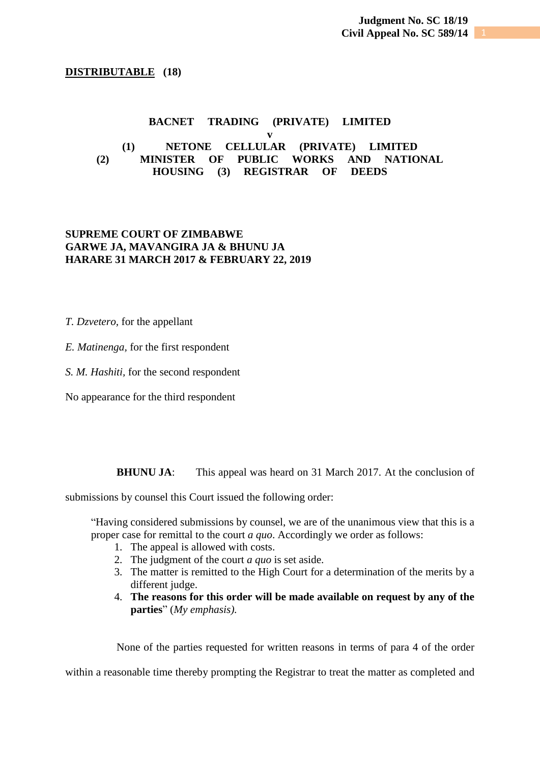**DISTRIBUTABLE (18)**

**BACNET TRADING (PRIVATE) LIMITED**

**v**

**(1) NETONE CELLULAR (PRIVATE) LIMITED (2) MINISTER OF PUBLIC WORKS AND NATIONAL HOUSING (3) REGISTRAR OF DEEDS**

**SUPREME COURT OF ZIMBABWE**
**GARWE JA, MAVANGIRA JA & BHUNU JA**
**HARARE 31 MARCH 2017 & FEBRUARY 22, 2019**

*T. Dzvetero,* for the appellant

*E. Matinenga,* for the first respondent

*S. M. Hashiti,* for the second respondent

No appearance for the third respondent

**BHUNU JA**: This appeal was heard on 31 March 2017. At the conclusion of submissions by counsel this Court issued the following order:

> "Having considered submissions by counsel, we are of the unanimous view that this is a proper case for remittal to the court *a quo*. Accordingly we order as follows:
>
> 1. The appeal is allowed with costs.
> 2. The judgment of the court *a quo* is set aside.
> 3. The matter is remitted to the High Court for a determination of the merits by a different judge.
> 4. **The reasons for this order will be made available on request by any of the parties**" (*My emphasis).*

None of the parties requested for written reasons in terms of para 4 of the order within a reasonable time thereby prompting the Registrar to treat the matter as completed and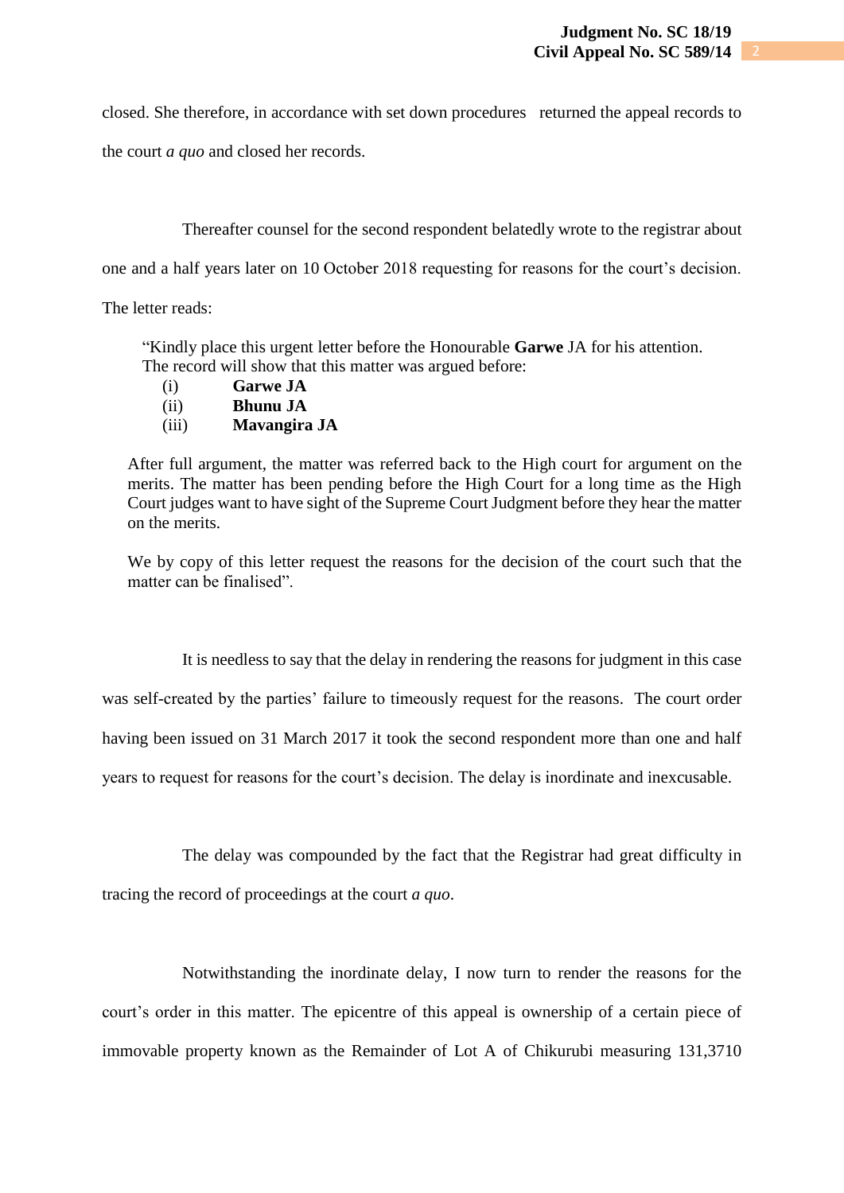closed. She therefore, in accordance with set down procedures returned the appeal records to the court *a quo* and closed her records.

Thereafter counsel for the second respondent belatedly wrote to the registrar about one and a half years later on 10 October 2018 requesting for reasons for the court's decision. The letter reads:

> "Kindly place this urgent letter before the Honourable **Garwe** JA for his attention.
> The record will show that this matter was argued before:
>
> (i) **Garwe JA**
> (ii) **Bhunu JA**
> (iii) **Mavangira JA**
>
> After full argument, the matter was referred back to the High court for argument on the merits. The matter has been pending before the High Court for a long time as the High Court judges want to have sight of the Supreme Court Judgment before they hear the matter on the merits.
>
> We by copy of this letter request the reasons for the decision of the court such that the matter can be finalised".

It is needless to say that the delay in rendering the reasons for judgment in this case was self-created by the parties' failure to timeously request for the reasons. The court order having been issued on 31 March 2017 it took the second respondent more than one and half years to request for reasons for the court's decision. The delay is inordinate and inexcusable.

The delay was compounded by the fact that the Registrar had great difficulty in tracing the record of proceedings at the court *a quo*.

Notwithstanding the inordinate delay, I now turn to render the reasons for the court's order in this matter. The epicentre of this appeal is ownership of a certain piece of immovable property known as the Remainder of Lot A of Chikurubi measuring 131,3710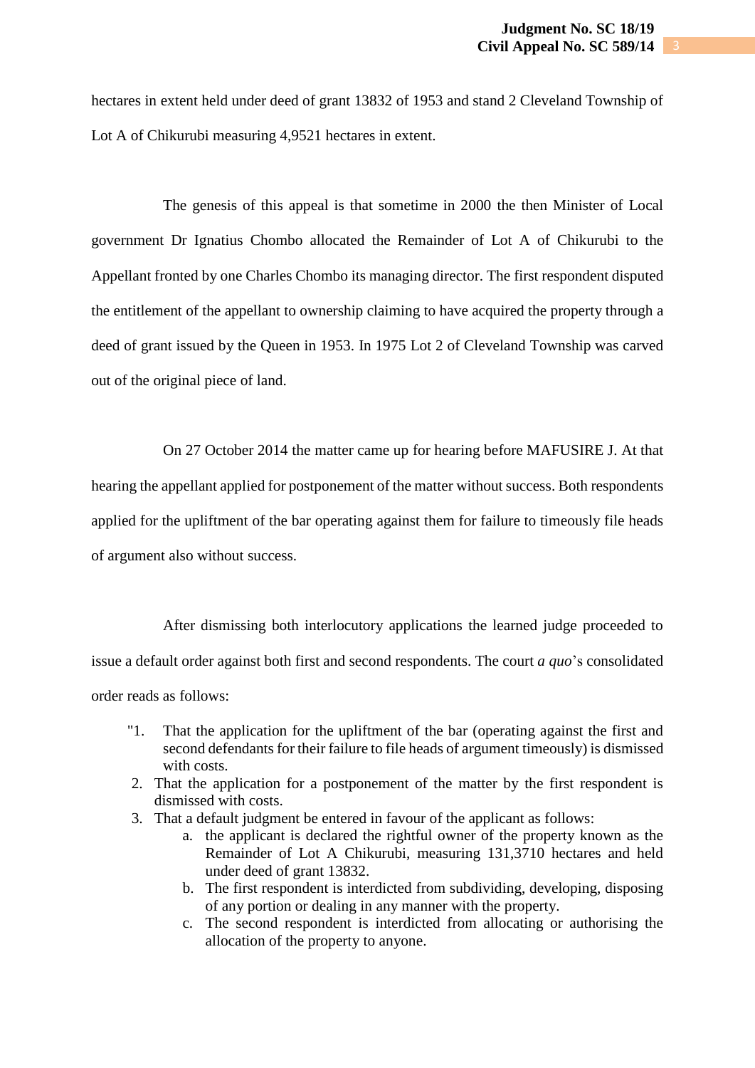hectares in extent held under deed of grant 13832 of 1953 and stand 2 Cleveland Township of Lot A of Chikurubi measuring 4,9521 hectares in extent.

The genesis of this appeal is that sometime in 2000 the then Minister of Local government Dr Ignatius Chombo allocated the Remainder of Lot A of Chikurubi to the Appellant fronted by one Charles Chombo its managing director. The first respondent disputed the entitlement of the appellant to ownership claiming to have acquired the property through a deed of grant issued by the Queen in 1953. In 1975 Lot 2 of Cleveland Township was carved out of the original piece of land.

On 27 October 2014 the matter came up for hearing before MAFUSIRE J. At that hearing the appellant applied for postponement of the matter without success. Both respondents applied for the upliftment of the bar operating against them for failure to timeously file heads of argument also without success.

After dismissing both interlocutory applications the learned judge proceeded to issue a default order against both first and second respondents. The court *a quo*'s consolidated order reads as follows:

> "1. That the application for the upliftment of the bar (operating against the first and second defendants for their failure to file heads of argument timeously) is dismissed with costs.
> 2. That the application for a postponement of the matter by the first respondent is dismissed with costs.
> 3. That a default judgment be entered in favour of the applicant as follows:
>     a. the applicant is declared the rightful owner of the property known as the Remainder of Lot A Chikurubi, measuring 131,3710 hectares and held under deed of grant 13832.
>     b. The first respondent is interdicted from subdividing, developing, disposing of any portion or dealing in any manner with the property.
>     c. The second respondent is interdicted from allocating or authorising the allocation of the property to anyone.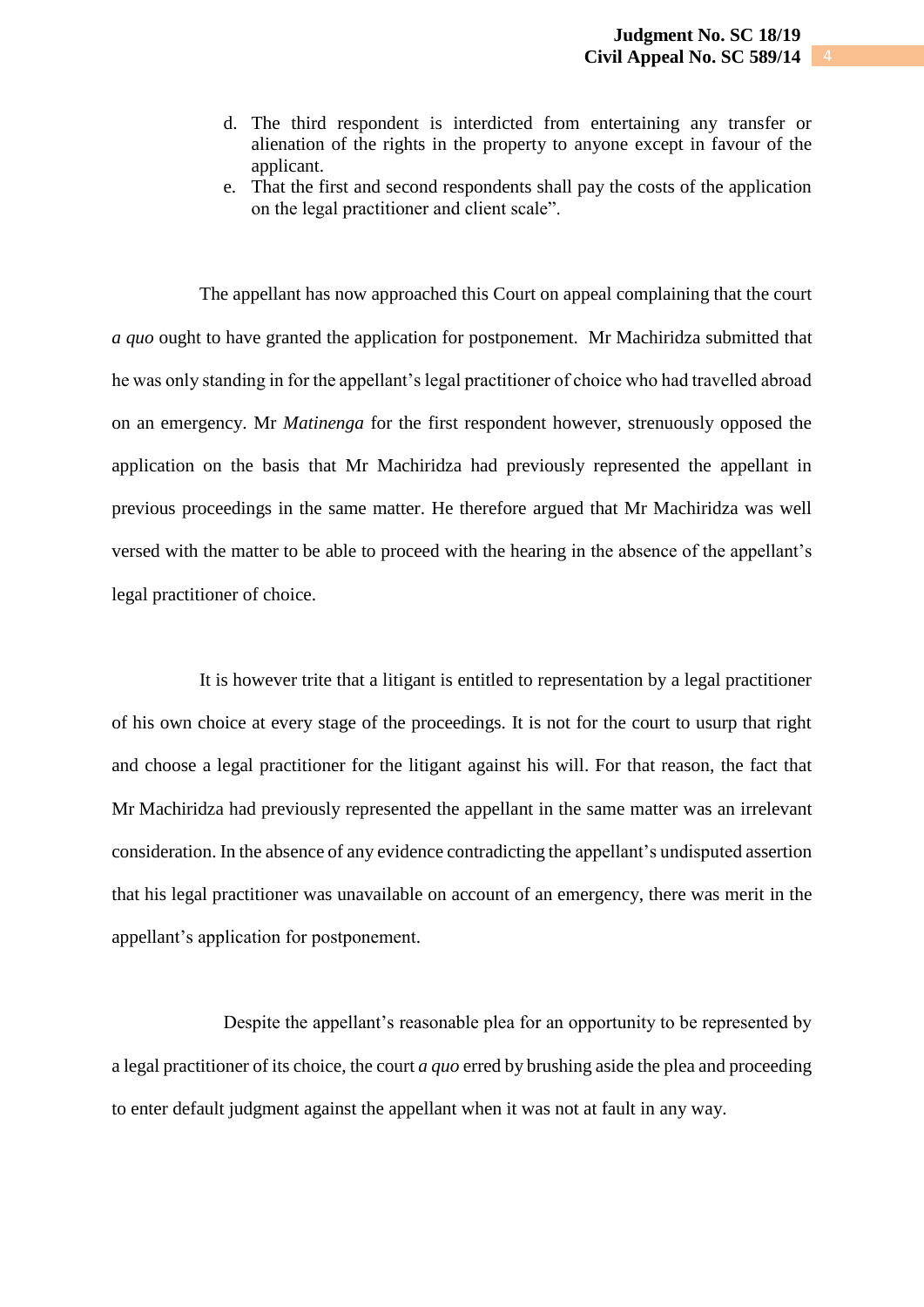d. The third respondent is interdicted from entertaining any transfer or alienation of the rights in the property to anyone except in favour of the applicant.
e. That the first and second respondents shall pay the costs of the application on the legal practitioner and client scale".

The appellant has now approached this Court on appeal complaining that the court *a quo* ought to have granted the application for postponement. Mr Machiridza submitted that he was only standing in for the appellant's legal practitioner of choice who had travelled abroad on an emergency. Mr *Matinenga* for the first respondent however, strenuously opposed the application on the basis that Mr Machiridza had previously represented the appellant in previous proceedings in the same matter. He therefore argued that Mr Machiridza was well versed with the matter to be able to proceed with the hearing in the absence of the appellant's legal practitioner of choice.

It is however trite that a litigant is entitled to representation by a legal practitioner of his own choice at every stage of the proceedings. It is not for the court to usurp that right and choose a legal practitioner for the litigant against his will. For that reason, the fact that Mr Machiridza had previously represented the appellant in the same matter was an irrelevant consideration. In the absence of any evidence contradicting the appellant's undisputed assertion that his legal practitioner was unavailable on account of an emergency, there was merit in the appellant's application for postponement.

Despite the appellant's reasonable plea for an opportunity to be represented by a legal practitioner of its choice, the court *a quo* erred by brushing aside the plea and proceeding to enter default judgment against the appellant when it was not at fault in any way.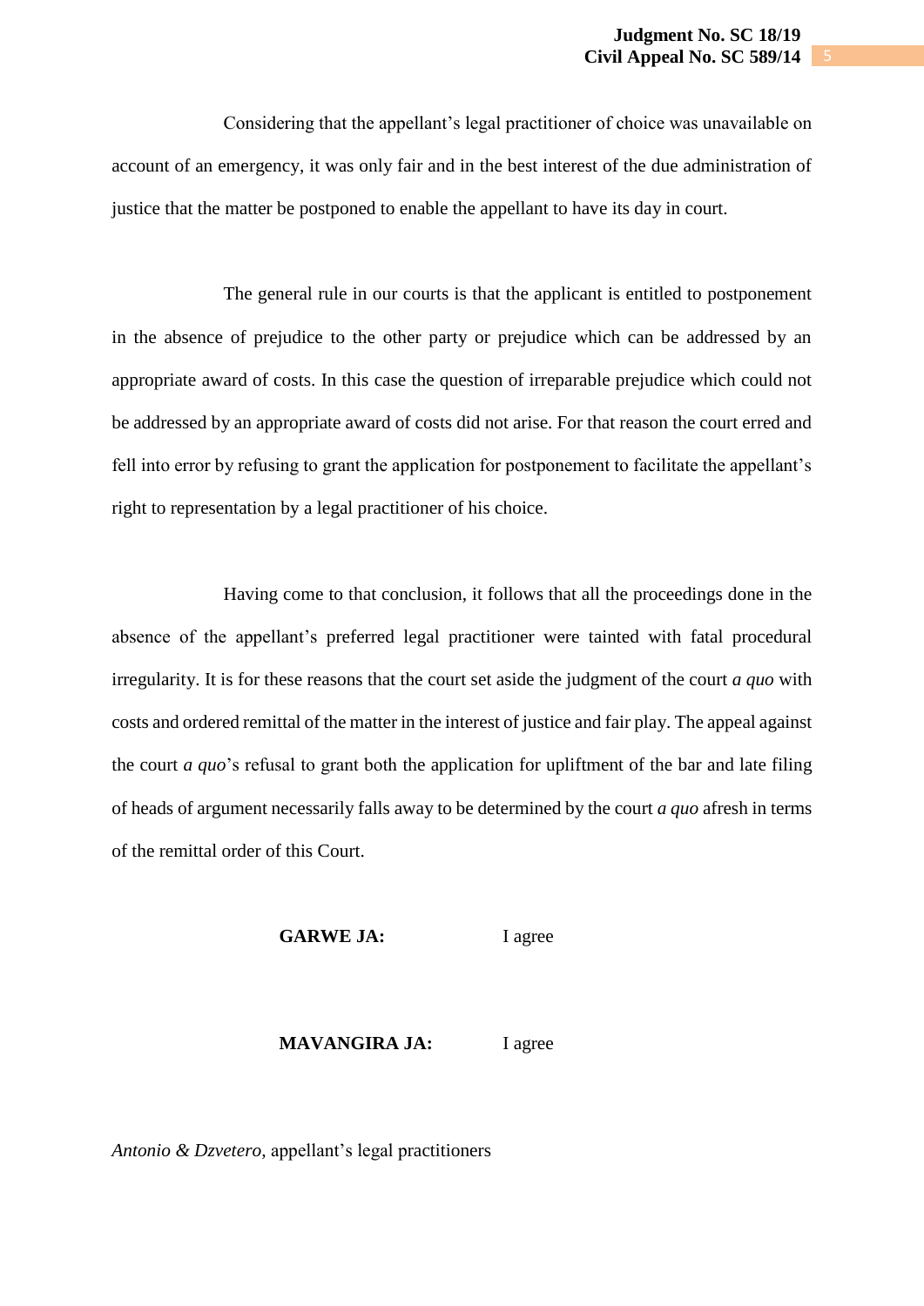Considering that the appellant's legal practitioner of choice was unavailable on account of an emergency, it was only fair and in the best interest of the due administration of justice that the matter be postponed to enable the appellant to have its day in court.

The general rule in our courts is that the applicant is entitled to postponement in the absence of prejudice to the other party or prejudice which can be addressed by an appropriate award of costs. In this case the question of irreparable prejudice which could not be addressed by an appropriate award of costs did not arise. For that reason the court erred and fell into error by refusing to grant the application for postponement to facilitate the appellant's right to representation by a legal practitioner of his choice.

Having come to that conclusion, it follows that all the proceedings done in the absence of the appellant's preferred legal practitioner were tainted with fatal procedural irregularity. It is for these reasons that the court set aside the judgment of the court *a quo* with costs and ordered remittal of the matter in the interest of justice and fair play. The appeal against the court *a quo*'s refusal to grant both the application for upliftment of the bar and late filing of heads of argument necessarily falls away to be determined by the court *a quo* afresh in terms of the remittal order of this Court.

**GARWE JA:** I agree

**MAVANGIRA JA:** I agree

*Antonio & Dzvetero,* appellant's legal practitioners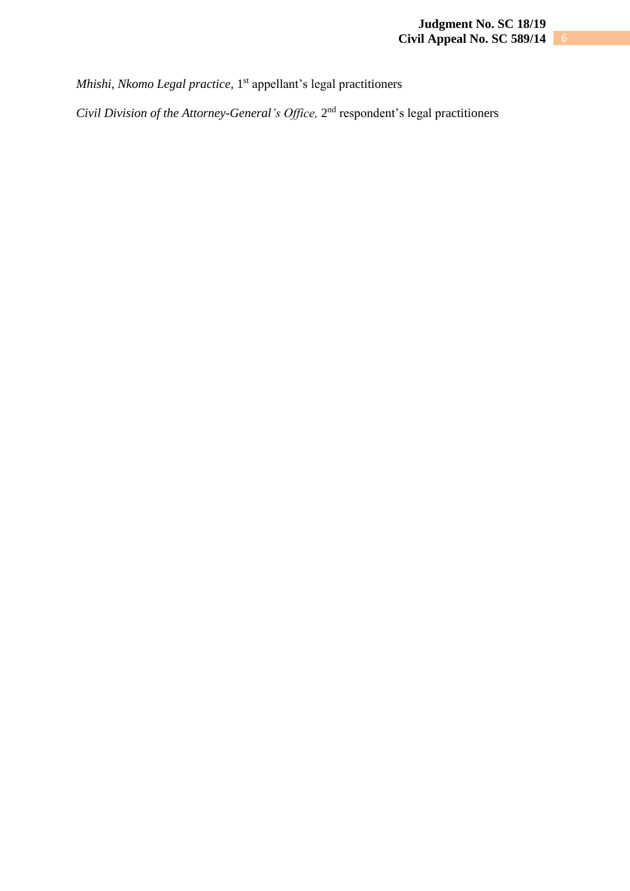*Mhishi, Nkomo Legal practice*, 1st appellant's legal practitioners

*Civil Division of the Attorney-General's Office,* 2nd respondent's legal practitioners